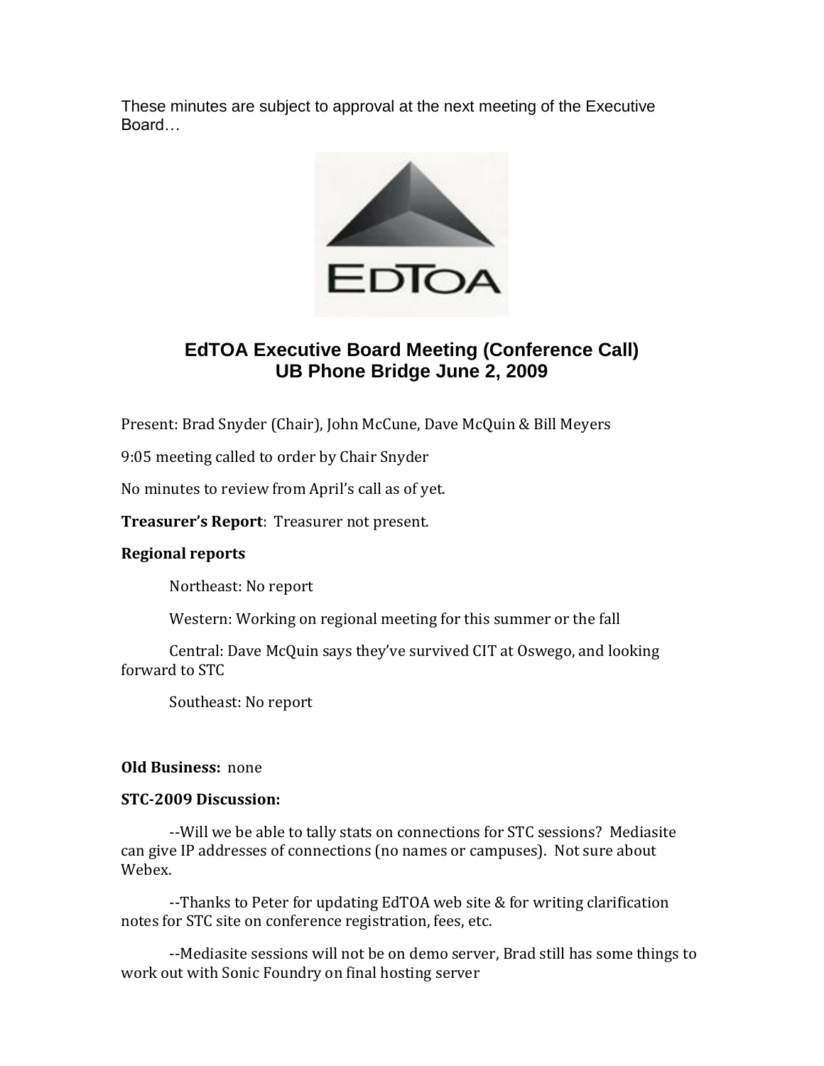These minutes are subject to approval at the next meeting of the Executive Board…

# EdTOA Executive Board Meeting (Conference Call)
# UB Phone Bridge June 2, 2009

Present: Brad Snyder (Chair), John McCune, Dave McQuin & Bill Meyers

9:05 meeting called to order by Chair Snyder

No minutes to review from April's call as of yet.

**Treasurer's Report**: Treasurer not present.

**Regional reports**

Northeast: No report

Western: Working on regional meeting for this summer or the fall

Central: Dave McQuin says they've survived CIT at Oswego, and looking forward to STC

Southeast: No report

**Old Business:** none

**STC-2009 Discussion:**

--Will we be able to tally stats on connections for STC sessions? Mediasite can give IP addresses of connections (no names or campuses). Not sure about Webex.

--Thanks to Peter for updating EdTOA web site & for writing clarification notes for STC site on conference registration, fees, etc.

--Mediasite sessions will not be on demo server, Brad still has some things to work out with Sonic Foundry on final hosting server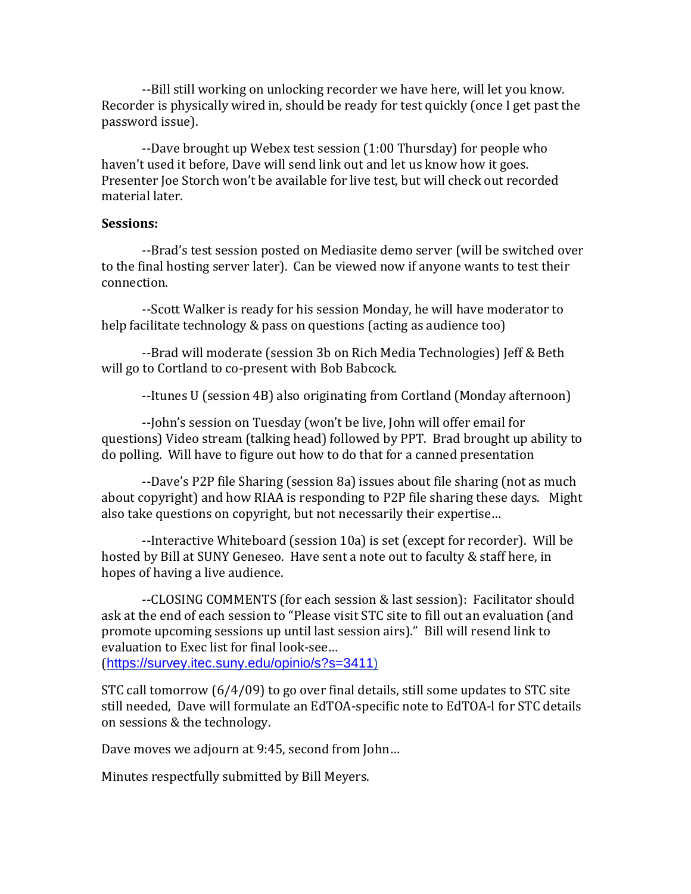--Bill still working on unlocking recorder we have here, will let you know. Recorder is physically wired in, should be ready for test quickly (once I get past the password issue).

--Dave brought up Webex test session (1:00 Thursday) for people who haven't used it before, Dave will send link out and let us know how it goes. Presenter Joe Storch won't be available for live test, but will check out recorded material later.

**Sessions:**

--Brad's test session posted on Mediasite demo server (will be switched over to the final hosting server later). Can be viewed now if anyone wants to test their connection.

--Scott Walker is ready for his session Monday, he will have moderator to help facilitate technology & pass on questions (acting as audience too)

--Brad will moderate (session 3b on Rich Media Technologies) Jeff & Beth will go to Cortland to co-present with Bob Babcock.

--Itunes U (session 4B) also originating from Cortland (Monday afternoon)

--John's session on Tuesday (won't be live, John will offer email for questions) Video stream (talking head) followed by PPT. Brad brought up ability to do polling. Will have to figure out how to do that for a canned presentation

--Dave's P2P file Sharing (session 8a) issues about file sharing (not as much about copyright) and how RIAA is responding to P2P file sharing these days. Might also take questions on copyright, but not necessarily their expertise…

--Interactive Whiteboard (session 10a) is set (except for recorder). Will be hosted by Bill at SUNY Geneseo. Have sent a note out to faculty & staff here, in hopes of having a live audience.

--CLOSING COMMENTS (for each session & last session): Facilitator should ask at the end of each session to "Please visit STC site to fill out an evaluation (and promote upcoming sessions up until last session airs)." Bill will resend link to evaluation to Exec list for final look-see… (https://survey.itec.suny.edu/opinio/s?s=3411)

STC call tomorrow (6/4/09) to go over final details, still some updates to STC site still needed, Dave will formulate an EdTOA-specific note to EdTOA-l for STC details on sessions & the technology.

Dave moves we adjourn at 9:45, second from John…

Minutes respectfully submitted by Bill Meyers.